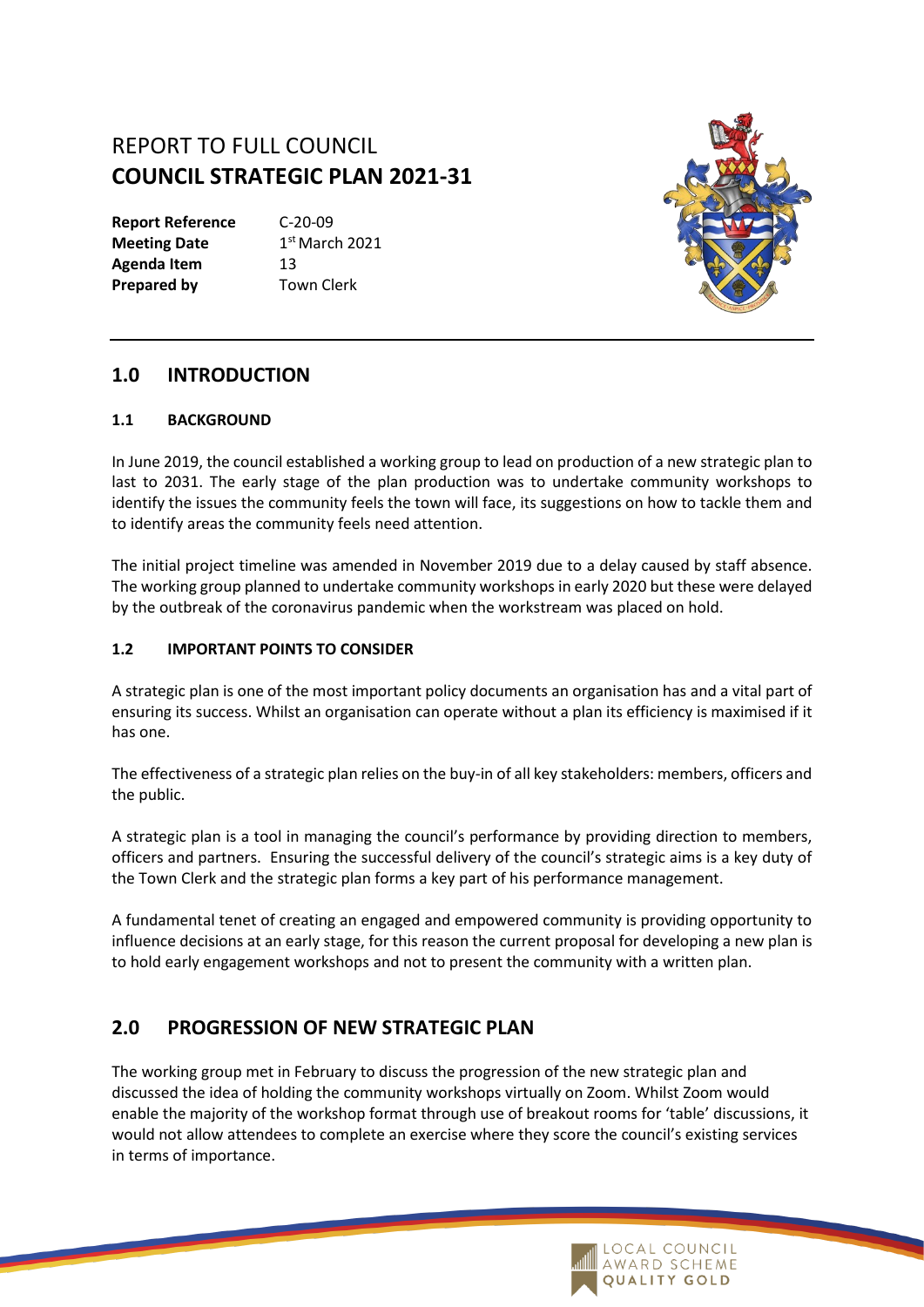# REPORT TO FULL COUNCIL
# COUNCIL STRATEGIC PLAN 2021-31

| | |
|---|---|
| **Report Reference** | C-20-09 |
| **Meeting Date** | 1st March 2021 |
| **Agenda Item** | 13 |
| **Prepared by** | Town Clerk |

## 1.0 INTRODUCTION

### 1.1 BACKGROUND

In June 2019, the council established a working group to lead on production of a new strategic plan to last to 2031. The early stage of the plan production was to undertake community workshops to identify the issues the community feels the town will face, its suggestions on how to tackle them and to identify areas the community feels need attention.

The initial project timeline was amended in November 2019 due to a delay caused by staff absence. The working group planned to undertake community workshops in early 2020 but these were delayed by the outbreak of the coronavirus pandemic when the workstream was placed on hold.

### 1.2 IMPORTANT POINTS TO CONSIDER

A strategic plan is one of the most important policy documents an organisation has and a vital part of ensuring its success. Whilst an organisation can operate without a plan its efficiency is maximised if it has one.

The effectiveness of a strategic plan relies on the buy-in of all key stakeholders: members, officers and the public.

A strategic plan is a tool in managing the council's performance by providing direction to members, officers and partners. Ensuring the successful delivery of the council's strategic aims is a key duty of the Town Clerk and the strategic plan forms a key part of his performance management.

A fundamental tenet of creating an engaged and empowered community is providing opportunity to influence decisions at an early stage, for this reason the current proposal for developing a new plan is to hold early engagement workshops and not to present the community with a written plan.

## 2.0 PROGRESSION OF NEW STRATEGIC PLAN

The working group met in February to discuss the progression of the new strategic plan and discussed the idea of holding the community workshops virtually on Zoom. Whilst Zoom would enable the majority of the workshop format through use of breakout rooms for 'table' discussions, it would not allow attendees to complete an exercise where they score the council's existing services in terms of importance.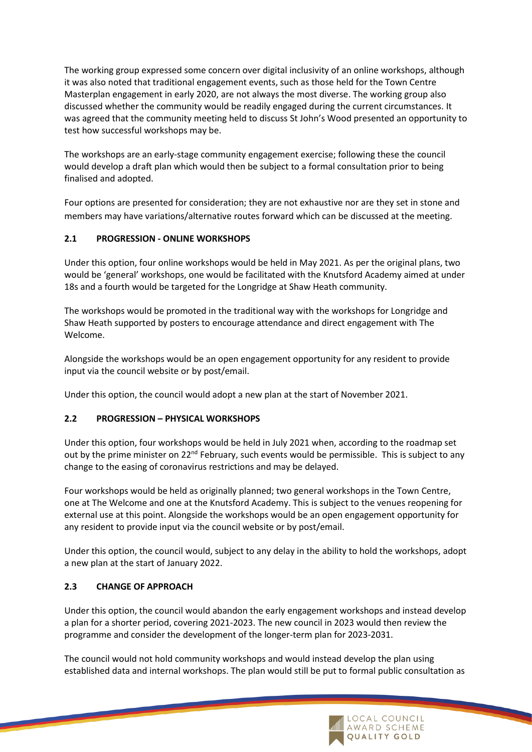The working group expressed some concern over digital inclusivity of an online workshops, although it was also noted that traditional engagement events, such as those held for the Town Centre Masterplan engagement in early 2020, are not always the most diverse. The working group also discussed whether the community would be readily engaged during the current circumstances. It was agreed that the community meeting held to discuss St John's Wood presented an opportunity to test how successful workshops may be.

The workshops are an early-stage community engagement exercise; following these the council would develop a draft plan which would then be subject to a formal consultation prior to being finalised and adopted.

Four options are presented for consideration; they are not exhaustive nor are they set in stone and members may have variations/alternative routes forward which can be discussed at the meeting.

### 2.1 PROGRESSION - ONLINE WORKSHOPS

Under this option, four online workshops would be held in May 2021. As per the original plans, two would be 'general' workshops, one would be facilitated with the Knutsford Academy aimed at under 18s and a fourth would be targeted for the Longridge at Shaw Heath community.

The workshops would be promoted in the traditional way with the workshops for Longridge and Shaw Heath supported by posters to encourage attendance and direct engagement with The Welcome.

Alongside the workshops would be an open engagement opportunity for any resident to provide input via the council website or by post/email.

Under this option, the council would adopt a new plan at the start of November 2021.

### 2.2 PROGRESSION – PHYSICAL WORKSHOPS

Under this option, four workshops would be held in July 2021 when, according to the roadmap set out by the prime minister on 22nd February, such events would be permissible. This is subject to any change to the easing of coronavirus restrictions and may be delayed.

Four workshops would be held as originally planned; two general workshops in the Town Centre, one at The Welcome and one at the Knutsford Academy. This is subject to the venues reopening for external use at this point. Alongside the workshops would be an open engagement opportunity for any resident to provide input via the council website or by post/email.

Under this option, the council would, subject to any delay in the ability to hold the workshops, adopt a new plan at the start of January 2022.

### 2.3 CHANGE OF APPROACH

Under this option, the council would abandon the early engagement workshops and instead develop a plan for a shorter period, covering 2021-2023. The new council in 2023 would then review the programme and consider the development of the longer-term plan for 2023-2031.

The council would not hold community workshops and would instead develop the plan using established data and internal workshops. The plan would still be put to formal public consultation as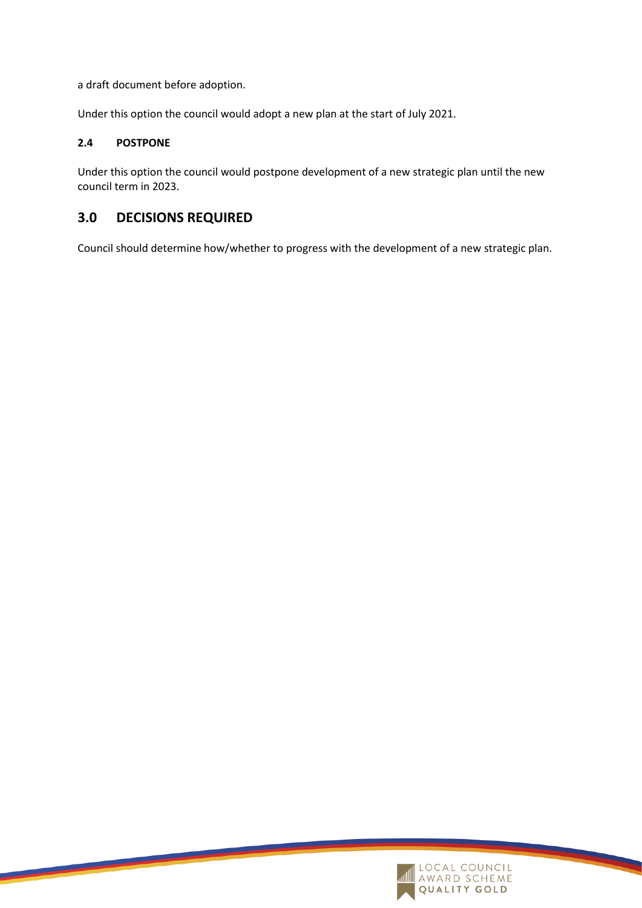a draft document before adoption.

Under this option the council would adopt a new plan at the start of July 2021.

#### 2.4 POSTPONE

Under this option the council would postpone development of a new strategic plan until the new council term in 2023.

## 3.0 DECISIONS REQUIRED

Council should determine how/whether to progress with the development of a new strategic plan.